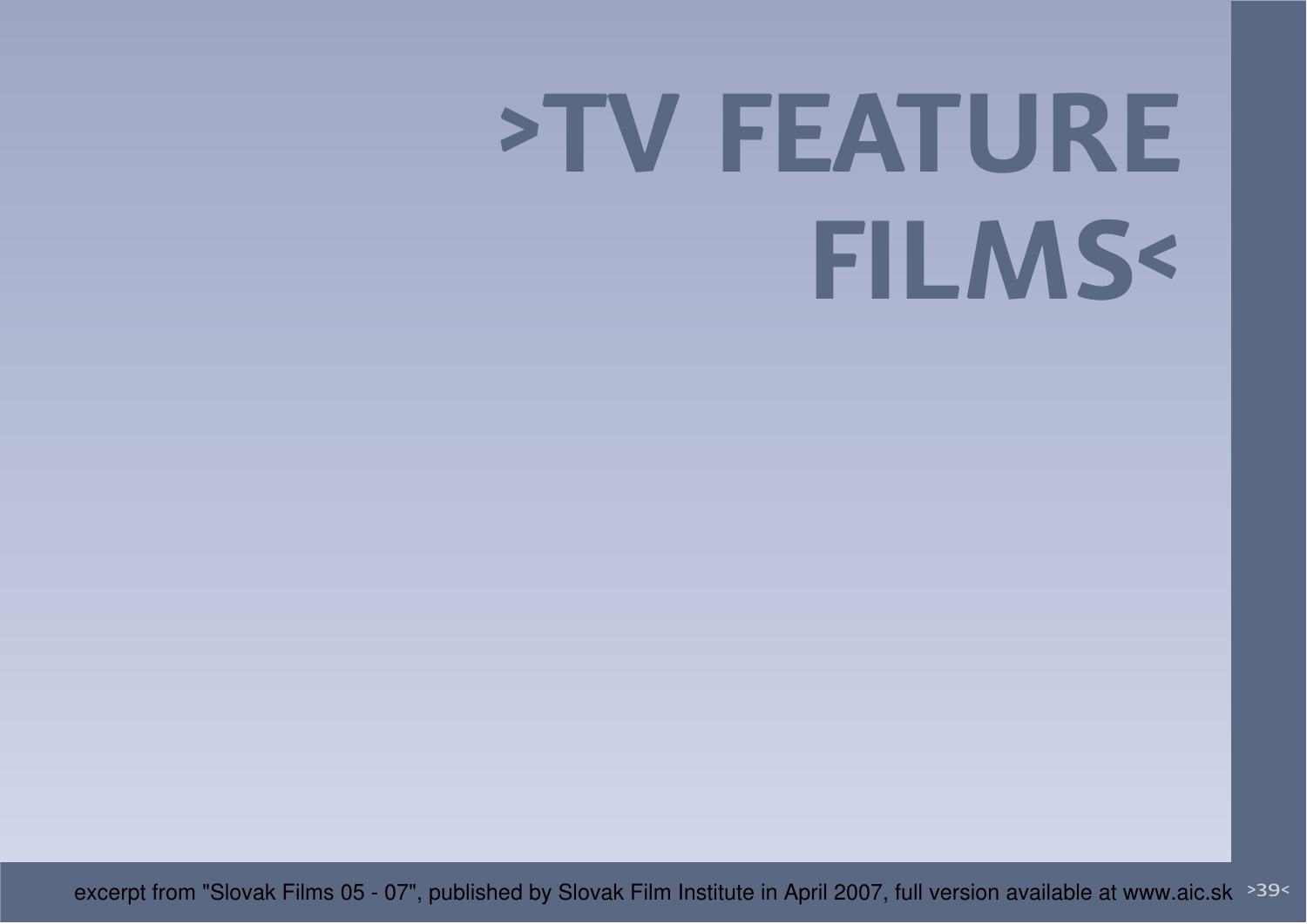# >TV FEATURE FILMS<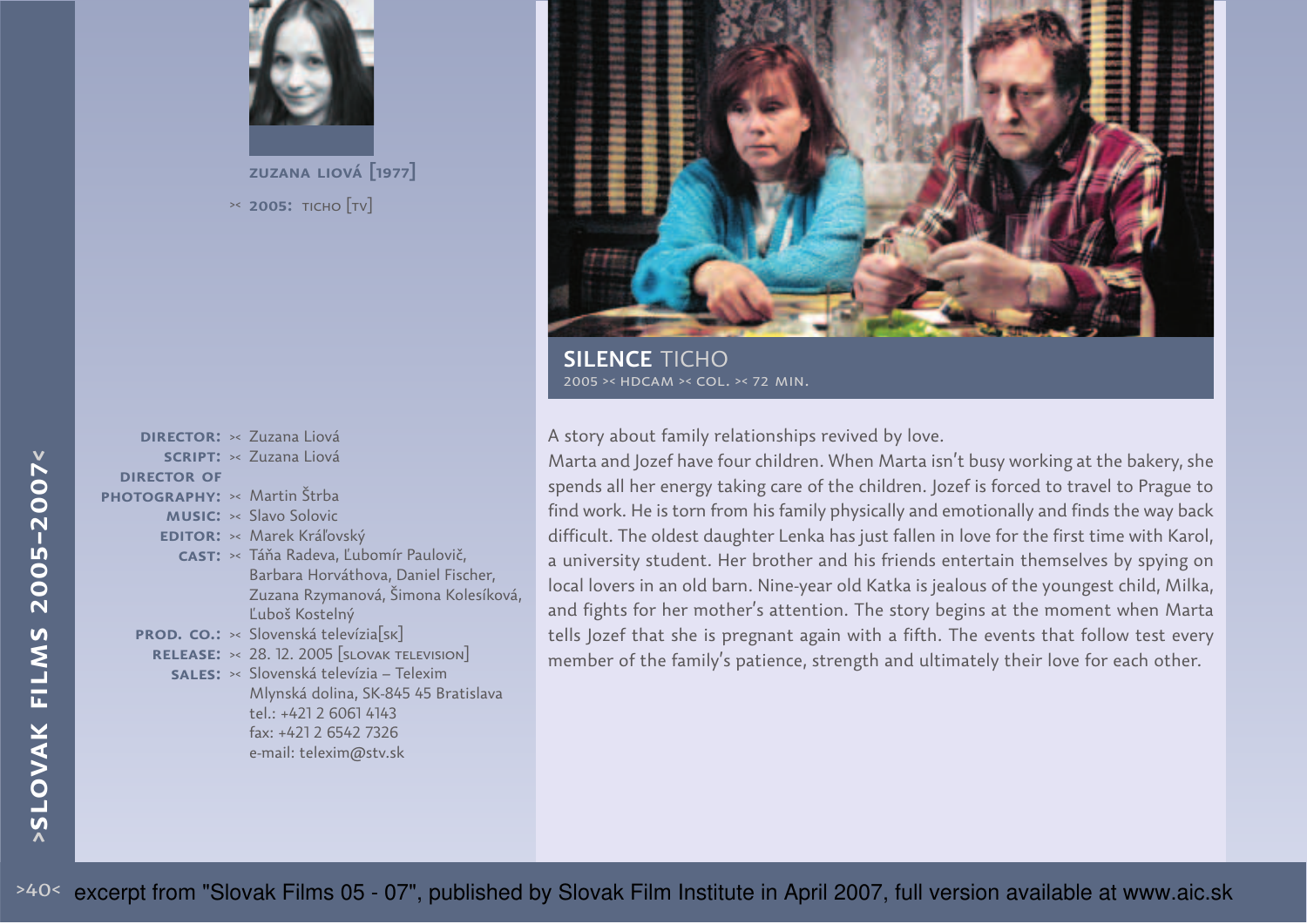**ZUZANA LIOVÁ [1977]**

>< **2005:** TICHO [TV]

## SILENCE TICHO

2005 >< HDCAM >< COL. >< 72 MIN.

**DIRECTOR:** >< Zuzana Liová
**SCRIPT:** >< Zuzana Liová
**DIRECTOR OF PHOTOGRAPHY:** >< Martin Štrba
**MUSIC:** >< Slavo Solovic
**EDITOR:** >< Marek Kráľovský
**CAST:** >< Táňa Radeva, Ľubomír Paulovič, Barbara Horváthova, Daniel Fischer, Zuzana Rzymanová, Šimona Kolesíková, Ľuboš Kostelný
**PROD. CO.:** >< Slovenská televízia[SK]
**RELEASE:** >< 28. 12. 2005 [SLOVAK TELEVISION]
**SALES:** >< Slovenská televízia – Telexim
Mlynská dolina, SK-845 45 Bratislava
tel.: +421 2 6061 4143
fax: +421 2 6542 7326
e-mail: telexim@stv.sk

A story about family relationships revived by love.
Marta and Jozef have four children. When Marta isn't busy working at the bakery, she spends all her energy taking care of the children. Jozef is forced to travel to Prague to find work. He is torn from his family physically and emotionally and finds the way back difficult. The oldest daughter Lenka has just fallen in love for the first time with Karol, a university student. Her brother and his friends entertain themselves by spying on local lovers in an old barn. Nine-year old Katka is jealous of the youngest child, Milka, and fights for her mother's attention. The story begins at the moment when Marta tells Jozef that she is pregnant again with a fifth. The events that follow test every member of the family's patience, strength and ultimately their love for each other.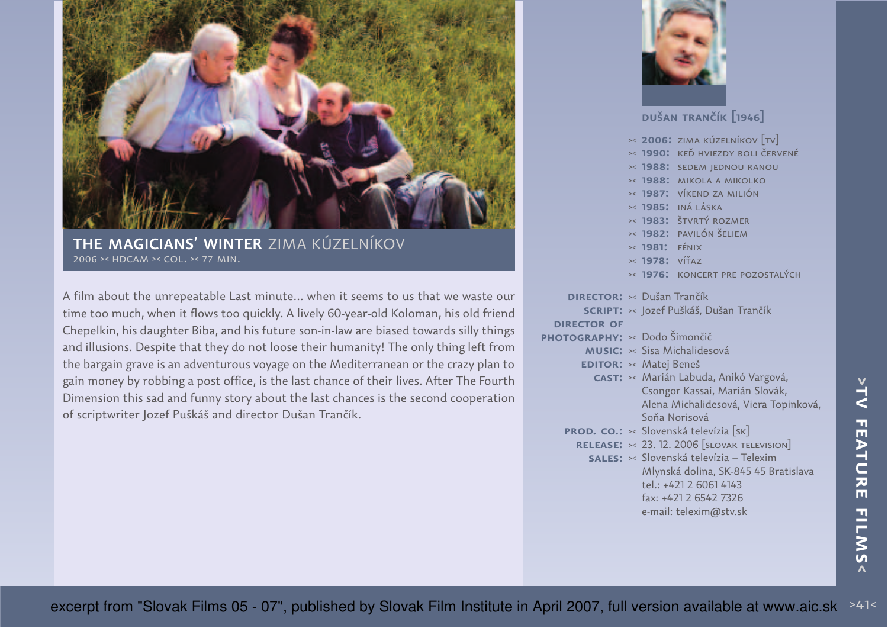## THE MAGICIANS' WINTER ZIMA KÚZELNÍKOV

2006 >< HDCAM >< COL. >< 77 MIN.

A film about the unrepeatable Last minute... when it seems to us that we waste our time too much, when it flows too quickly. A lively 60-year-old Koloman, his old friend Chepelkin, his daughter Biba, and his future son-in-law are biased towards silly things and illusions. Despite that they do not loose their humanity! The only thing left from the bargain grave is an adventurous voyage on the Mediterranean or the crazy plan to gain money by robbing a post office, is the last chance of their lives. After The Fourth Dimension this sad and funny story about the last chances is the second cooperation of scriptwriter Jozef Puškáš and director Dušan Trančík.

### DUŠAN TRANČÍK [1946]

- >< **2006:** ZIMA KÚZELNÍKOV [TV]
- >< **1990:** KEĎ HVIEZDY BOLI ČERVENÉ
- >< **1988:** SEDEM JEDNOU RANOU
- >< **1988:** MIKOLA A MIKOLKO
- >< **1987:** VÍKEND ZA MILIÓN
- >< **1985:** INÁ LÁSKA
- >< **1983:** ŠTVRTÝ ROZMER
- >< **1982:** PAVILÓN ŠELIEM
- >< **1981:** FÉNIX
- >< **1978:** VÍŤAZ
- >< **1976:** KONCERT PRE POZOSTALÝCH

**DIRECTOR:** >< Dušan Trančík
**SCRIPT:** >< Jozef Puškáš, Dušan Trančík
**DIRECTOR OF PHOTOGRAPHY:** >< Dodo Šimončič
**MUSIC:** >< Sisa Michalidesová
**EDITOR:** >< Matej Beneš
**CAST:** >< Marián Labuda, Anikó Vargová, Csongor Kassai, Marián Slovák, Alena Michalidesová, Viera Topinková, Soňa Norisová
**PROD. CO.:** >< Slovenská televízia [SK]
**RELEASE:** >< 23. 12. 2006 [SLOVAK TELEVISION]
**SALES:** >< Slovenská televízia – Telexim
Mlynská dolina, SK-845 45 Bratislava
tel.: +421 2 6061 4143
fax: +421 2 6542 7326
e-mail: telexim@stv.sk

>TV FEATURE FILMS<

excerpt from "Slovak Films 05 - 07", published by Slovak Film Institute in April 2007, full version available at www.aic.sk